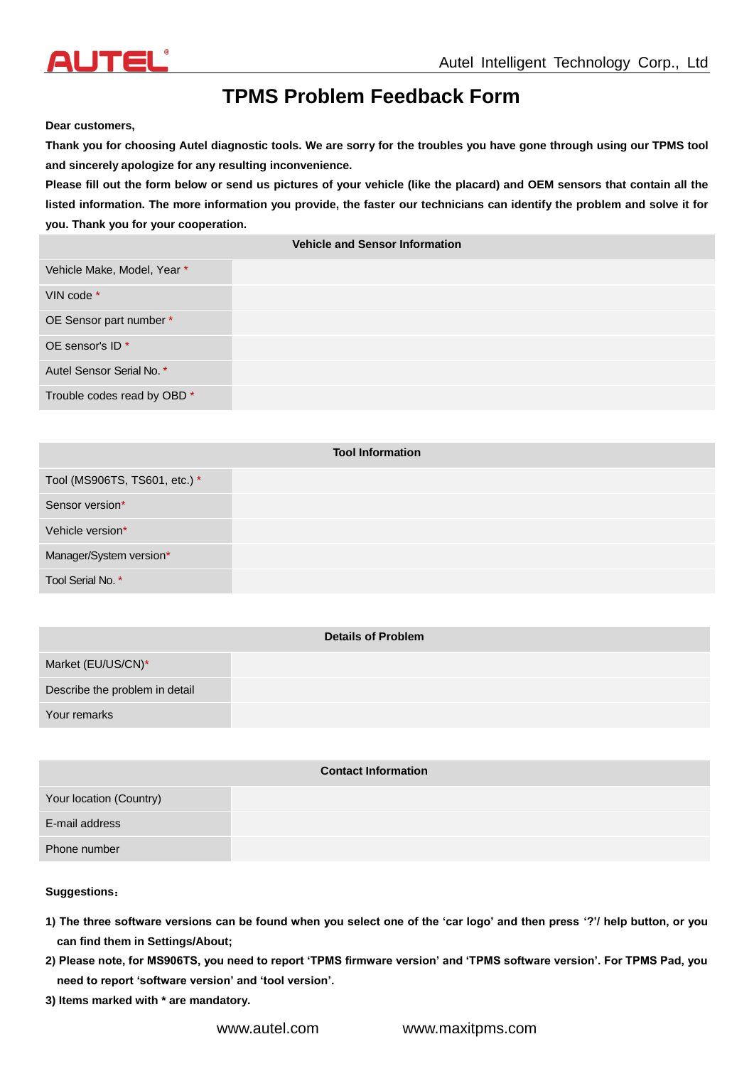# TPMS Problem Feedback Form

**Dear customers,**

**Thank you for choosing Autel diagnostic tools. We are sorry for the troubles you have gone through using our TPMS tool and sincerely apologize for any resulting inconvenience.**

**Please fill out the form below or send us pictures of your vehicle (like the placard) and OEM sensors that contain all the listed information. The more information you provide, the faster our technicians can identify the problem and solve it for you. Thank you for your cooperation.**

| Vehicle and Sensor Information | |
|---|---|
| Vehicle Make, Model, Year * | |
| VIN code * | |
| OE Sensor part number * | |
| OE sensor's ID * | |
| Autel Sensor Serial No. * | |
| Trouble codes read by OBD * | |

| Tool Information | |
|---|---|
| Tool (MS906TS, TS601, etc.) * | |
| Sensor version* | |
| Vehicle version* | |
| Manager/System version* | |
| Tool Serial No. * | |

| Details of Problem | |
|---|---|
| Market (EU/US/CN)* | |
| Describe the problem in detail | |
| Your remarks | |

| Contact Information | |
|---|---|
| Your location (Country) | |
| E-mail address | |
| Phone number | |

**Suggestions：**

**1) The three software versions can be found when you select one of the 'car logo' and then press '?'/ help button, or you can find them in Settings/About;**

**2) Please note, for MS906TS, you need to report 'TPMS firmware version' and 'TPMS software version'. For TPMS Pad, you need to report 'software version' and 'tool version'.**

**3) Items marked with * are mandatory.**

www.autel.com www.maxitpms.com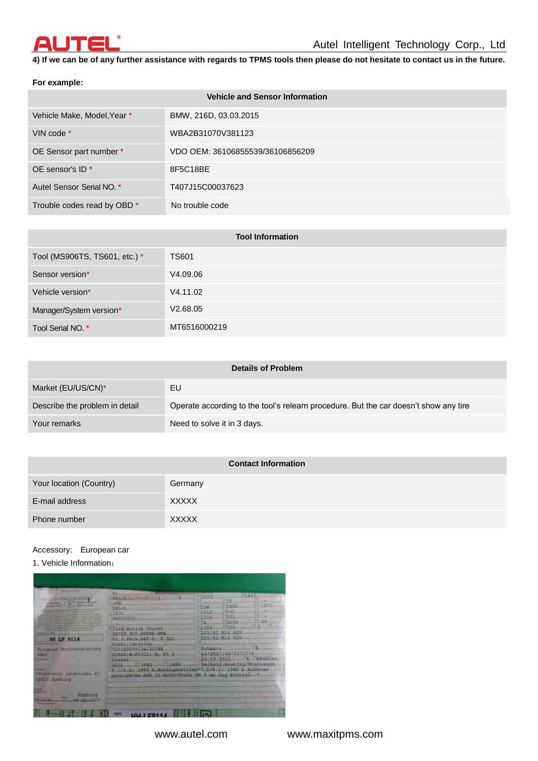**4) If we can be of any further assistance with regards to TPMS tools then please do not hesitate to contact us in the future.**

**For example:**

| Vehicle and Sensor Information | |
|---|---|
| Vehicle Make, Model,Year * | BMW, 216D, 03.03.2015 |
| VIN code * | WBA2B31070V381123 |
| OE Sensor part number * | VDO OEM: 36106855539/36106856209 |
| OE sensor's ID * | 8F5C18BE |
| Autel Sensor Serial NO. * | T407J15C00037623 |
| Trouble codes read by OBD * | No trouble code |

| Tool Information | |
|---|---|
| Tool (MS906TS, TS601, etc.) * | TS601 |
| Sensor version* | V4.09.06 |
| Vehicle version* | V4.11.02 |
| Manager/System version* | V2.68.05 |
| Tool Serial NO. * | MT6516000219 |

| Details of Problem | |
|---|---|
| Market (EU/US/CN)* | EU |
| Describe the problem in detail | Operate according to the tool's relearn procedure. But the car doesn't show any tire |
| Your remarks | Need to solve it in 3 days. |

| Contact Information | |
|---|---|
| Your location (Country) | Germany |
| E-mail address | XXXXX |
| Phone number | XXXXX |

Accessory: European car

1. Vehicle Information：

www.autel.com www.maxitpms.com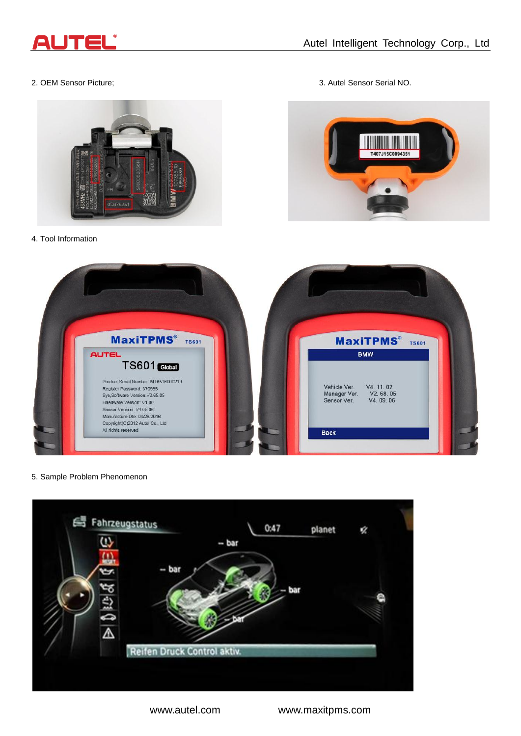2. OEM Sensor Picture;

3. Autel Sensor Serial NO.

4. Tool Information

5. Sample Problem Phenomenon